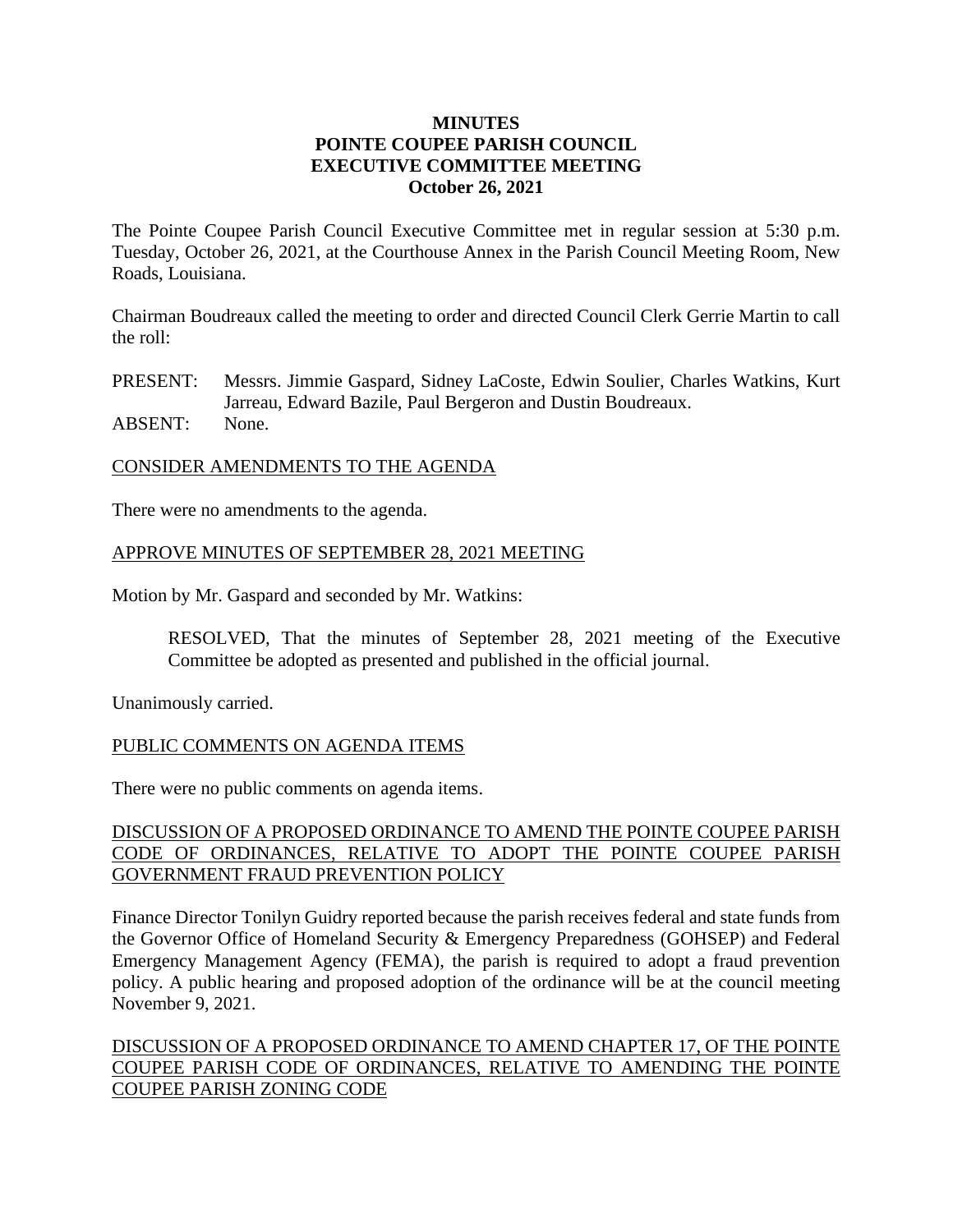# MINUTES
# POINTE COUPEE PARISH COUNCIL
# EXECUTIVE COMMITTEE MEETING
# October 26, 2021

The Pointe Coupee Parish Council Executive Committee met in regular session at 5:30 p.m. Tuesday, October 26, 2021, at the Courthouse Annex in the Parish Council Meeting Room, New Roads, Louisiana.

Chairman Boudreaux called the meeting to order and directed Council Clerk Gerrie Martin to call the roll:

PRESENT: Messrs. Jimmie Gaspard, Sidney LaCoste, Edwin Soulier, Charles Watkins, Kurt Jarreau, Edward Bazile, Paul Bergeron and Dustin Boudreaux.
ABSENT: None.

<u>CONSIDER AMENDMENTS TO THE AGENDA</u>

There were no amendments to the agenda.

<u>APPROVE MINUTES OF SEPTEMBER 28, 2021 MEETING</u>

Motion by Mr. Gaspard and seconded by Mr. Watkins:

> RESOLVED, That the minutes of September 28, 2021 meeting of the Executive Committee be adopted as presented and published in the official journal.

Unanimously carried.

<u>PUBLIC COMMENTS ON AGENDA ITEMS</u>

There were no public comments on agenda items.

<u>DISCUSSION OF A PROPOSED ORDINANCE TO AMEND THE POINTE COUPEE PARISH CODE OF ORDINANCES, RELATIVE TO ADOPT THE POINTE COUPEE PARISH GOVERNMENT FRAUD PREVENTION POLICY</u>

Finance Director Tonilyn Guidry reported because the parish receives federal and state funds from the Governor Office of Homeland Security & Emergency Preparedness (GOHSEP) and Federal Emergency Management Agency (FEMA), the parish is required to adopt a fraud prevention policy. A public hearing and proposed adoption of the ordinance will be at the council meeting November 9, 2021.

<u>DISCUSSION OF A PROPOSED ORDINANCE TO AMEND CHAPTER 17, OF THE POINTE COUPEE PARISH CODE OF ORDINANCES, RELATIVE TO AMENDING THE POINTE COUPEE PARISH ZONING CODE</u>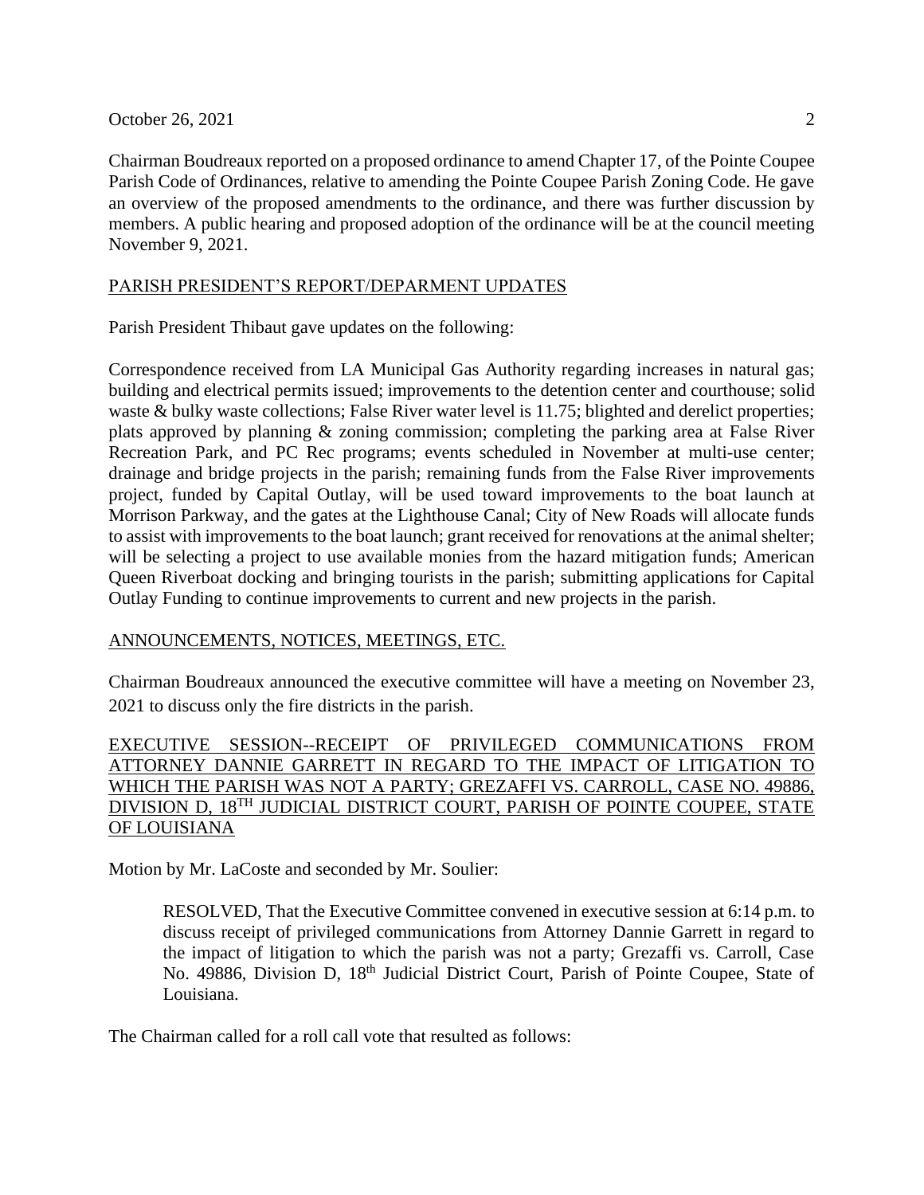Chairman Boudreaux reported on a proposed ordinance to amend Chapter 17, of the Pointe Coupee Parish Code of Ordinances, relative to amending the Pointe Coupee Parish Zoning Code. He gave an overview of the proposed amendments to the ordinance, and there was further discussion by members. A public hearing and proposed adoption of the ordinance will be at the council meeting November 9, 2021.

PARISH PRESIDENT'S REPORT/DEPARMENT UPDATES

Parish President Thibaut gave updates on the following:

Correspondence received from LA Municipal Gas Authority regarding increases in natural gas; building and electrical permits issued; improvements to the detention center and courthouse; solid waste & bulky waste collections; False River water level is 11.75; blighted and derelict properties; plats approved by planning & zoning commission; completing the parking area at False River Recreation Park, and PC Rec programs; events scheduled in November at multi-use center; drainage and bridge projects in the parish; remaining funds from the False River improvements project, funded by Capital Outlay, will be used toward improvements to the boat launch at Morrison Parkway, and the gates at the Lighthouse Canal; City of New Roads will allocate funds to assist with improvements to the boat launch; grant received for renovations at the animal shelter; will be selecting a project to use available monies from the hazard mitigation funds; American Queen Riverboat docking and bringing tourists in the parish; submitting applications for Capital Outlay Funding to continue improvements to current and new projects in the parish.

ANNOUNCEMENTS, NOTICES, MEETINGS, ETC.

Chairman Boudreaux announced the executive committee will have a meeting on November 23, 2021 to discuss only the fire districts in the parish.

EXECUTIVE SESSION--RECEIPT OF PRIVILEGED COMMUNICATIONS FROM ATTORNEY DANNIE GARRETT IN REGARD TO THE IMPACT OF LITIGATION TO WHICH THE PARISH WAS NOT A PARTY; GREZAFFI VS. CARROLL, CASE NO. 49886, DIVISION D, 18TH JUDICIAL DISTRICT COURT, PARISH OF POINTE COUPEE, STATE OF LOUISIANA

Motion by Mr. LaCoste and seconded by Mr. Soulier:

> RESOLVED, That the Executive Committee convened in executive session at 6:14 p.m. to discuss receipt of privileged communications from Attorney Dannie Garrett in regard to the impact of litigation to which the parish was not a party; Grezaffi vs. Carroll, Case No. 49886, Division D, 18th Judicial District Court, Parish of Pointe Coupee, State of Louisiana.

The Chairman called for a roll call vote that resulted as follows: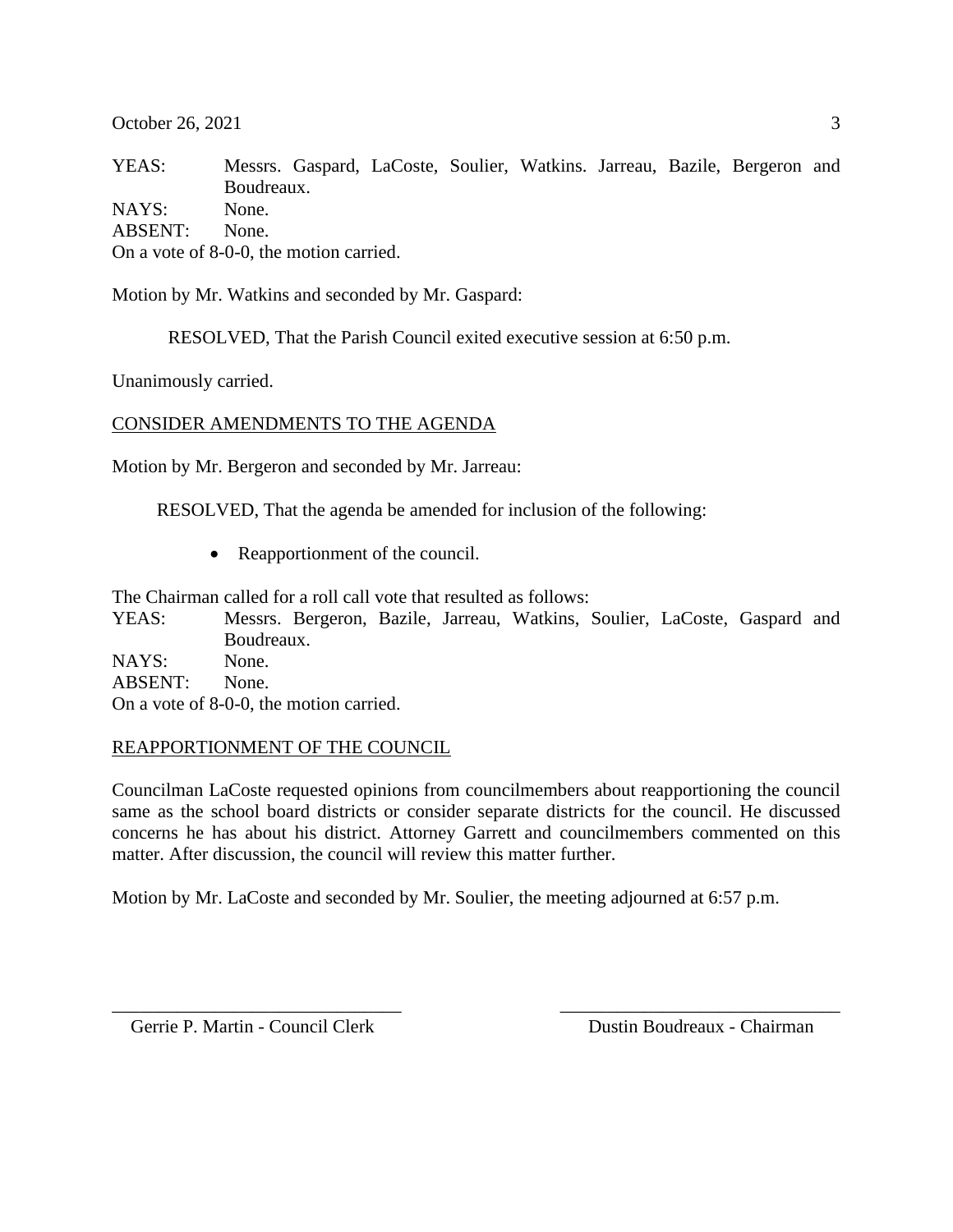YEAS: Messrs. Gaspard, LaCoste, Soulier, Watkins. Jarreau, Bazile, Bergeron and Boudreaux.
NAYS: None.
ABSENT: None.
On a vote of 8-0-0, the motion carried.

Motion by Mr. Watkins and seconded by Mr. Gaspard:

RESOLVED, That the Parish Council exited executive session at 6:50 p.m.

Unanimously carried.

<u>CONSIDER AMENDMENTS TO THE AGENDA</u>

Motion by Mr. Bergeron and seconded by Mr. Jarreau:

RESOLVED, That the agenda be amended for inclusion of the following:

- Reapportionment of the council.

The Chairman called for a roll call vote that resulted as follows:
YEAS: Messrs. Bergeron, Bazile, Jarreau, Watkins, Soulier, LaCoste, Gaspard and Boudreaux.
NAYS: None.
ABSENT: None.
On a vote of 8-0-0, the motion carried.

<u>REAPPORTIONMENT OF THE COUNCIL</u>

Councilman LaCoste requested opinions from councilmembers about reapportioning the council same as the school board districts or consider separate districts for the council. He discussed concerns he has about his district. Attorney Garrett and councilmembers commented on this matter. After discussion, the council will review this matter further.

Motion by Mr. LaCoste and seconded by Mr. Soulier, the meeting adjourned at 6:57 p.m.

_______________________________ Gerrie P. Martin - Council Clerk

_______________________________ Dustin Boudreaux - Chairman